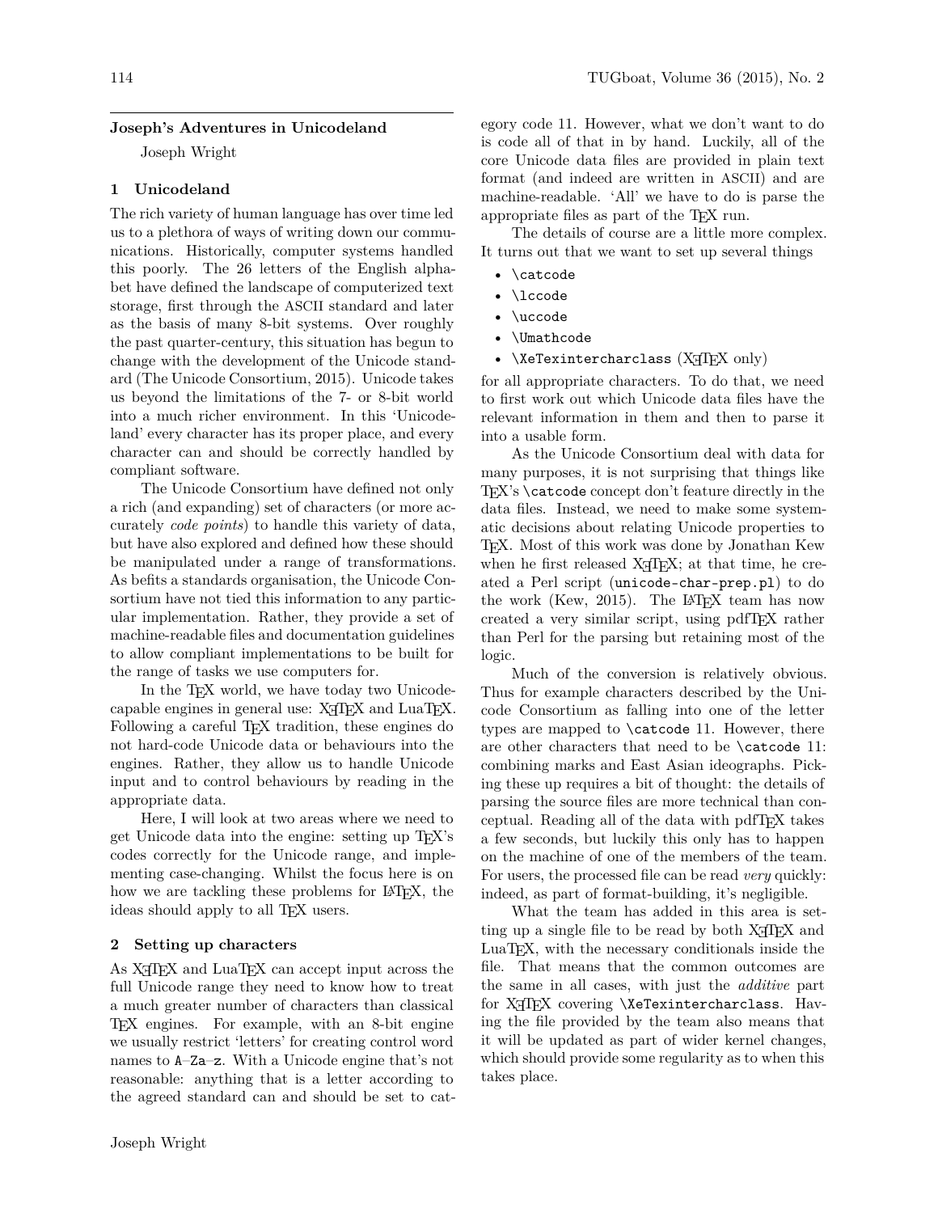## Joseph's Adventures in Unicodeland

Joseph Wright

### 1 Unicodeland

The rich variety of human language has over time led us to a plethora of ways of writing down our communications. Historically, computer systems handled this poorly. The 26 letters of the English alphabet have defined the landscape of computerized text storage, first through the ASCII standard and later as the basis of many 8-bit systems. Over roughly the past quarter-century, this situation has begun to change with the development of the Unicode standard (The Unicode Consortium, 2015). Unicode takes us beyond the limitations of the 7- or 8-bit world into a much richer environment. In this 'Unicodeland' every character has its proper place, and every character can and should be correctly handled by compliant software.

The Unicode Consortium have defined not only a rich (and expanding) set of characters (or more accurately *code points*) to handle this variety of data, but have also explored and defined how these should be manipulated under a range of transformations. As befits a standards organisation, the Unicode Consortium have not tied this information to any particular implementation. Rather, they provide a set of machine-readable files and documentation guidelines to allow compliant implementations to be built for the range of tasks we use computers for.

In the TEX world, we have today two Unicode-capable engines in general use: XƎTEX and LuaTEX. Following a careful TEX tradition, these engines do not hard-code Unicode data or behaviours into the engines. Rather, they allow us to handle Unicode input and to control behaviours by reading in the appropriate data.

Here, I will look at two areas where we need to get Unicode data into the engine: setting up TEX's codes correctly for the Unicode range, and implementing case-changing. Whilst the focus here is on how we are tackling these problems for LATEX, the ideas should apply to all TEX users.

### 2 Setting up characters

As XƎTEX and LuaTEX can accept input across the full Unicode range they need to know how to treat a much greater number of characters than classical TEX engines. For example, with an 8-bit engine we usually restrict 'letters' for creating control word names to `A`–`Z` `a`–`z`. With a Unicode engine that's not reasonable: anything that is a letter according to the agreed standard can and should be set to category code 11. However, what we don't want to do is code all of that in by hand. Luckily, all of the core Unicode data files are provided in plain text format (and indeed are written in ASCII) and are machine-readable. 'All' we have to do is parse the appropriate files as part of the TEX run.

The details of course are a little more complex. It turns out that we want to set up several things

- `\catcode`
- `\lccode`
- `\uccode`
- `\Umathcode`
- `\XeTexintercharclass` (XƎTEX only)

for all appropriate characters. To do that, we need to first work out which Unicode data files have the relevant information in them and then to parse it into a usable form.

As the Unicode Consortium deal with data for many purposes, it is not surprising that things like TEX's `\catcode` concept don't feature directly in the data files. Instead, we need to make some systematic decisions about relating Unicode properties to TEX. Most of this work was done by Jonathan Kew when he first released XƎTEX; at that time, he created a Perl script (`unicode-char-prep.pl`) to do the work (Kew, 2015). The LATEX team has now created a very similar script, using pdfTEX rather than Perl for the parsing but retaining most of the logic.

Much of the conversion is relatively obvious. Thus for example characters described by the Unicode Consortium as falling into one of the letter types are mapped to `\catcode` 11. However, there are other characters that need to be `\catcode` 11: combining marks and East Asian ideographs. Picking these up requires a bit of thought: the details of parsing the source files are more technical than conceptual. Reading all of the data with pdfTEX takes a few seconds, but luckily this only has to happen on the machine of one of the members of the team. For users, the processed file can be read *very* quickly: indeed, as part of format-building, it's negligible.

What the team has added in this area is setting up a single file to be read by both XƎTEX and LuaTEX, with the necessary conditionals inside the file. That means that the common outcomes are the same in all cases, with just the *additive* part for XƎTEX covering `\XeTexintercharclass`. Having the file provided by the team also means that it will be updated as part of wider kernel changes, which should provide some regularity as to when this takes place.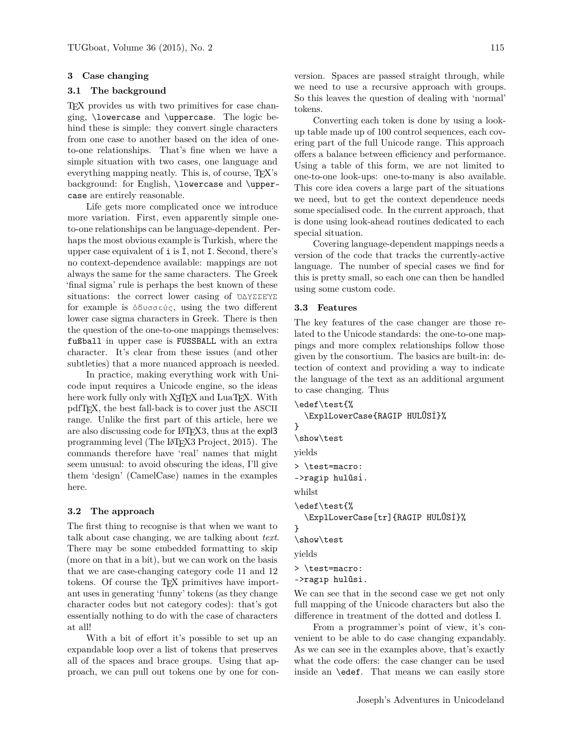## 3 Case changing

### 3.1 The background

TeX provides us with two primitives for case changing, `\lowercase` and `\uppercase`. The logic behind these is simple: they convert single characters from one case to another based on the idea of one-to-one relationships. That's fine when we have a simple situation with two cases, one language and everything mapping neatly. This is, of course, TeX's background: for English, `\lowercase` and `\uppercase` are entirely reasonable.

Life gets more complicated once we introduce more variation. First, even apparently simple one-to-one relationships can be language-dependent. Perhaps the most obvious example is Turkish, where the upper case equivalent of `i` is `İ`, not `I`. Second, there's no context-dependence available: mappings are not always the same for the same characters. The Greek 'final sigma' rule is perhaps the best known of these situations: the correct lower casing of ὈΔΥΣΣΕΎΣ for example is ὀδυσσεύς, using the two different lower case sigma characters in Greek. There is then the question of the one-to-one mappings themselves: `fußball` in upper case is `FUSSBALL` with an extra character. It's clear from these issues (and other subtleties) that a more nuanced approach is needed.

In practice, making everything work with Unicode input requires a Unicode engine, so the ideas here work fully only with XeTeX and LuaTeX. With pdfTeX, the best fall-back is to cover just the ASCII range. Unlike the first part of this article, here we are also discussing code for LaTeX3, thus at the expl3 programming level (The LaTeX3 Project, 2015). The commands therefore have 'real' names that might seem unusual: to avoid obscuring the ideas, I'll give them 'design' (CamelCase) names in the examples here.

### 3.2 The approach

The first thing to recognise is that when we want to talk about case changing, we are talking about *text*. There may be some embedded formatting to skip (more on that in a bit), but we can work on the basis that we are case-changing category code 11 and 12 tokens. Of course the TeX primitives have important uses in generating 'funny' tokens (as they change character codes but not category codes): that's got essentially nothing to do with the case of characters at all!

With a bit of effort it's possible to set up an expandable loop over a list of tokens that preserves all of the spaces and brace groups. Using that approach, we can pull out tokens one by one for conversion. Spaces are passed straight through, while we need to use a recursive approach with groups. So this leaves the question of dealing with 'normal' tokens.

Converting each token is done by using a look-up table made up of 100 control sequences, each covering part of the full Unicode range. This approach offers a balance between efficiency and performance. Using a table of this form, we are not limited to one-to-one look-ups: one-to-many is also available. This core idea covers a large part of the situations we need, but to get the context dependence needs some specialised code. In the current approach, that is done using look-ahead routines dedicated to each special situation.

Covering language-dependent mappings needs a version of the code that tracks the currently-active language. The number of special cases we find for this is pretty small, so each one can then be handled using some custom code.

### 3.3 Features

The key features of the case changer are those related to the Unicode standards: the one-to-one mappings and more complex relationships follow those given by the consortium. The basics are built-in: detection of context and providing a way to indicate the language of the text as an additional argument to case changing. Thus

```
\edef\test{%
  \ExplLowerCase{RAGIP HULÛSİ}%
}
\show\test
```

yields

```
> \test=macro:
->ragip hulûsi̇.
```

whilst

```
\edef\test{%
  \ExplLowerCase[tr]{RAGIP HULÛSİ}%
}
\show\test
```

yields

```
> \test=macro:
->ragıp hulûsi.
```

We can see that in the second case we get not only full mapping of the Unicode characters but also the difference in treatment of the dotted and dotless I.

From a programmer's point of view, it's convenient to be able to do case changing expandably. As we can see in the examples above, that's exactly what the code offers: the case changer can be used inside an `\edef`. That means we can easily store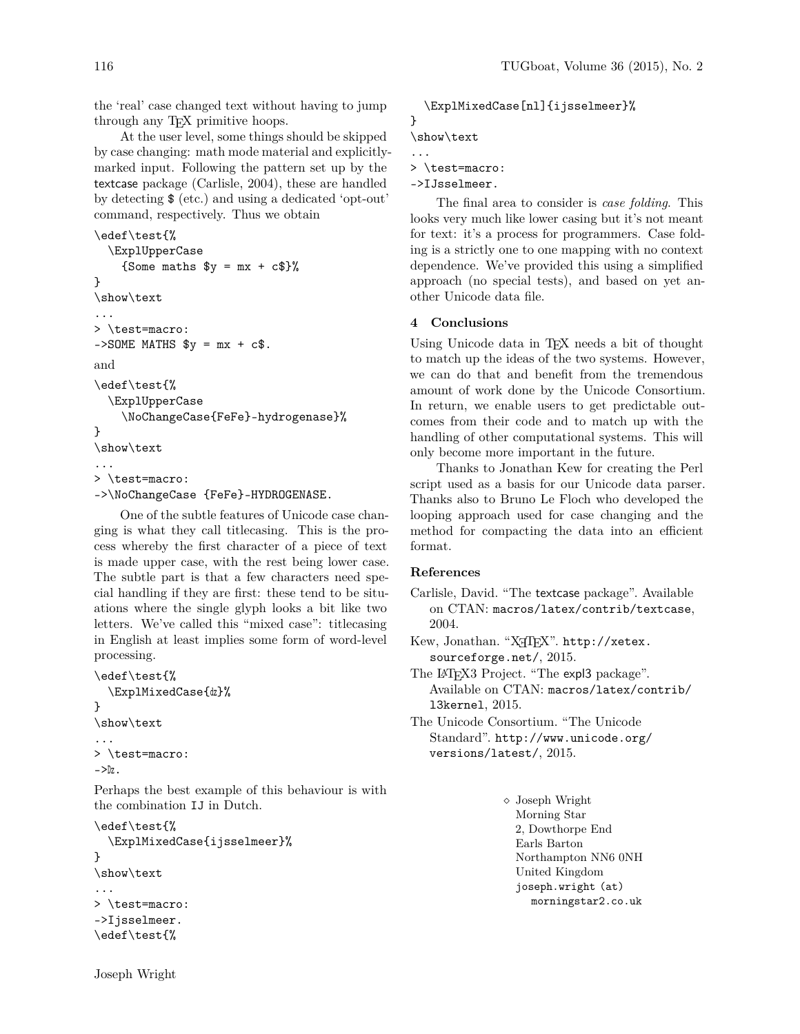the 'real' case changed text without having to jump through any TeX primitive hoops.

At the user level, some things should be skipped by case changing: math mode material and explicitly-marked input. Following the pattern set up by the textcase package (Carlisle, 2004), these are handled by detecting $ (etc.) and using a dedicated 'opt-out' command, respectively. Thus we obtain

```
\edef\test{%
  \ExplUpperCase
    {Some maths $y = mx + c$}%
}
\show\text
...
> \test=macro:
->SOME MATHS $y = mx + c$.
```

and

```
\edef\test{%
  \ExplUpperCase
    \NoChangeCase{FeFe}-hydrogenase}%
}
\show\text
...
> \test=macro:
->\NoChangeCase {FeFe}-HYDROGENASE.
```

One of the subtle features of Unicode case changing is what they call titlecasing. This is the process whereby the first character of a piece of text is made upper case, with the rest being lower case. The subtle part is that a few characters need special handling if they are first: these tend to be situations where the single glyph looks a bit like two letters. We've called this "mixed case": titlecasing in English at least implies some form of word-level processing.

```
\edef\test{%
  \ExplMixedCase{ǆ}%
}
\show\text
...
> \test=macro:
->ǅ.
```

Perhaps the best example of this behaviour is with the combination IJ in Dutch.

```
\edef\test{%
  \ExplMixedCase{ijsselmeer}%
}
\show\text
...
> \test=macro:
->Ijsselmeer.
\edef\test{%
  \ExplMixedCase[nl]{ijsselmeer}%
}
\show\text
...
> \test=macro:
->IJsselmeer.
```

The final area to consider is *case folding*. This looks very much like lower casing but it's not meant for text: it's a process for programmers. Case folding is a strictly one to one mapping with no context dependence. We've provided this using a simplified approach (no special tests), and based on yet another Unicode data file.

## 4 Conclusions

Using Unicode data in TeX needs a bit of thought to match up the ideas of the two systems. However, we can do that and benefit from the tremendous amount of work done by the Unicode Consortium. In return, we enable users to get predictable outcomes from their code and to match up with the handling of other computational systems. This will only become more important in the future.

Thanks to Jonathan Kew for creating the Perl script used as a basis for our Unicode data parser. Thanks also to Bruno Le Floch who developed the looping approach used for case changing and the method for compacting the data into an efficient format.

## References

Carlisle, David. "The textcase package". Available on CTAN: macros/latex/contrib/textcase, 2004.

Kew, Jonathan. "XeTeX". http://xetex.sourceforge.net/, 2015.

The LaTeX3 Project. "The expl3 package". Available on CTAN: macros/latex/contrib/l3kernel, 2015.

The Unicode Consortium. "The Unicode Standard". http://www.unicode.org/versions/latest/, 2015.

◇ Joseph Wright
Morning Star
2, Dowthorpe End
Earls Barton
Northampton NN6 0NH
United Kingdom
joseph.wright (at) morningstar2.co.uk